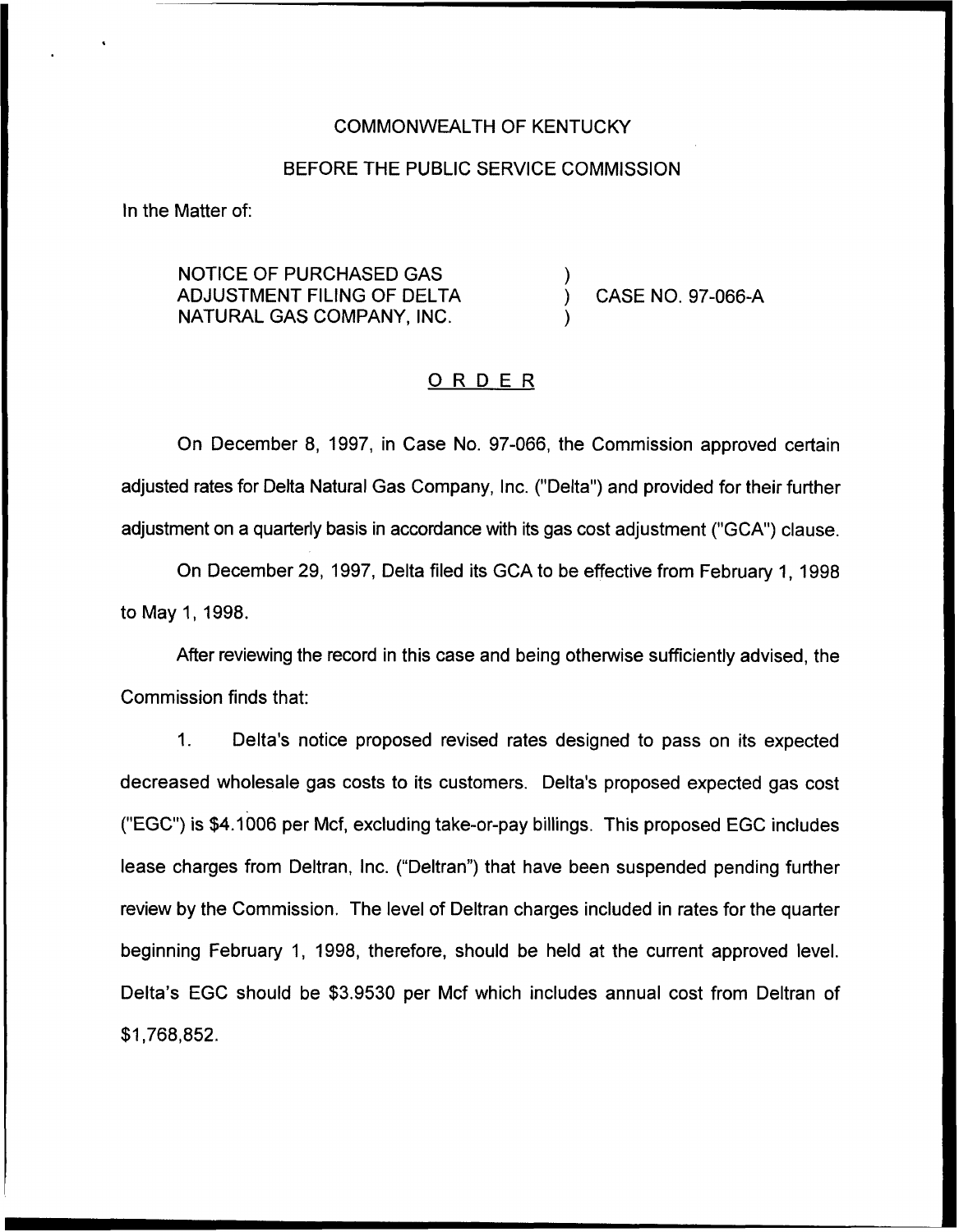COMMONWEALTH OF KENTUCKY

BEFORE THE PUBLIC SERVICE COMMISSION

In the Matter of:

NOTICE OF PURCHASED GAS ADJUSTMENT FILING OF DELTA NATURAL GAS COMPANY, INC. ) CASE NO. 97-066-A

## ORDER

On December 8, 1997, in Case No. 97-066, the Commission approved certain adjusted rates for Delta Natural Gas Company, Inc. ("Delta") and provided for their further adjustment on a quarterly basis in accordance with its gas cost adjustment ("GCA") clause.

On December 29, 1997, Delta filed its GCA to be effective from February 1, 1998 to May 1, 1998.

After reviewing the record in this case and being otherwise sufficiently advised, the Commission finds that:

1. Delta's notice proposed revised rates designed to pass on its expected decreased wholesale gas costs to its customers. Delta's proposed expected gas cost ("EGC") is $4.1006 per Mcf, excluding take-or-pay billings. This proposed EGC includes lease charges from Deltran, Inc. ("Deltran") that have been suspended pending further review by the Commission. The level of Deltran charges included in rates for the quarter beginning February 1, 1998, therefore, should be held at the current approved level. Delta's EGC should be $3.9530 per Mcf which includes annual cost from Deltran of $1,768,852.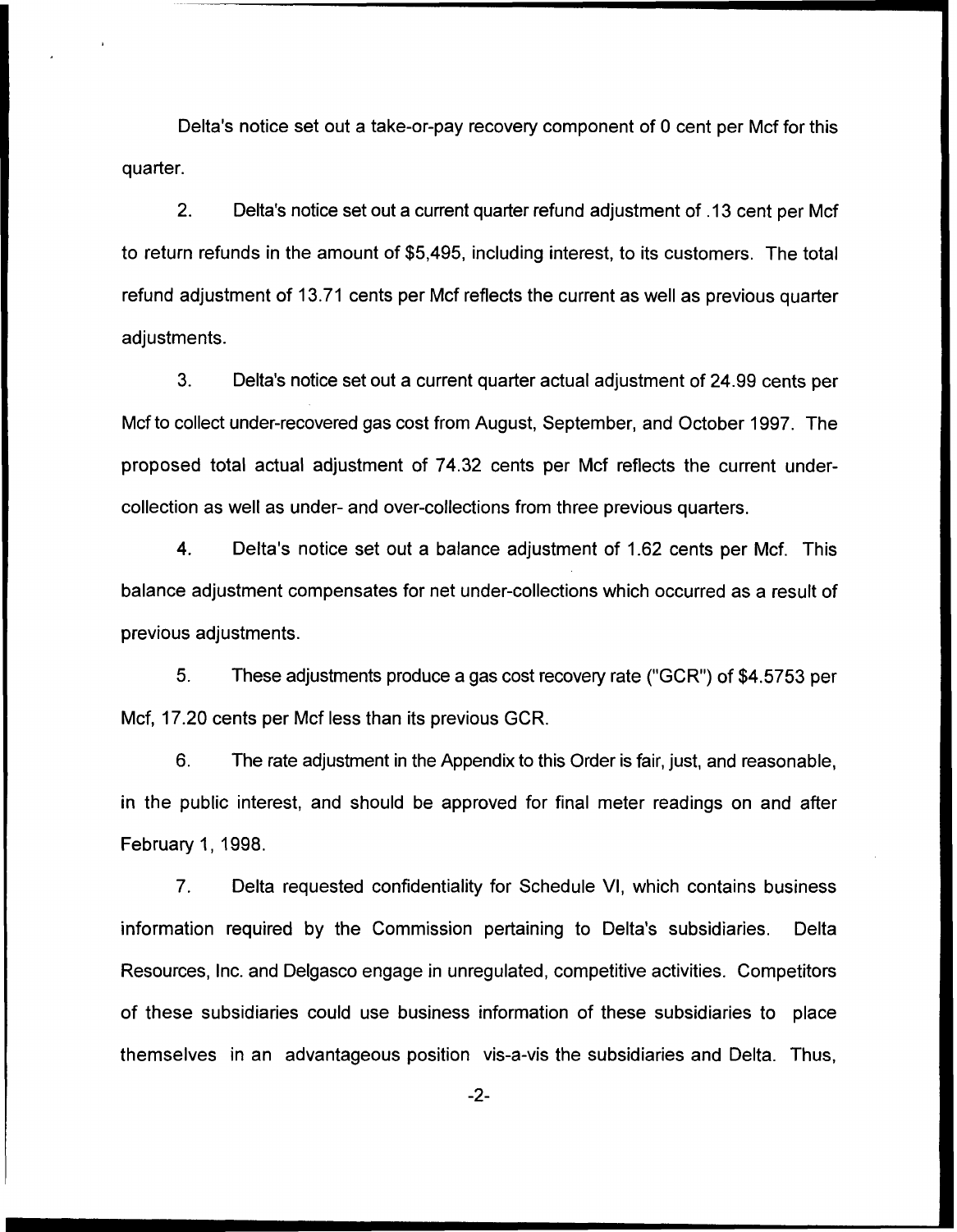Delta's notice set out a take-or-pay recovery component of 0 cent per Mcf for this quarter.

2. Delta's notice set out a current quarter refund adjustment of .13 cent per Mcf to return refunds in the amount of $5,495, including interest, to its customers. The total refund adjustment of 13.71 cents per Mcf reflects the current as well as previous quarter adjustments.

3. Delta's notice set out a current quarter actual adjustment of 24.99 cents per Mcf to collect under-recovered gas cost from August, September, and October 1997. The proposed total actual adjustment of 74.32 cents per Mcf reflects the current under-collection as well as under- and over-collections from three previous quarters.

4. Delta's notice set out a balance adjustment of 1.62 cents per Mcf. This balance adjustment compensates for net under-collections which occurred as a result of previous adjustments.

5. These adjustments produce a gas cost recovery rate ("GCR") of $4.5753 per Mcf, 17.20 cents per Mcf less than its previous GCR.

6. The rate adjustment in the Appendix to this Order is fair, just, and reasonable, in the public interest, and should be approved for final meter readings on and after February 1, 1998.

7. Delta requested confidentiality for Schedule VI, which contains business information required by the Commission pertaining to Delta's subsidiaries. Delta Resources, Inc. and Delgasco engage in unregulated, competitive activities. Competitors of these subsidiaries could use business information of these subsidiaries to place themselves in an advantageous position vis-a-vis the subsidiaries and Delta. Thus,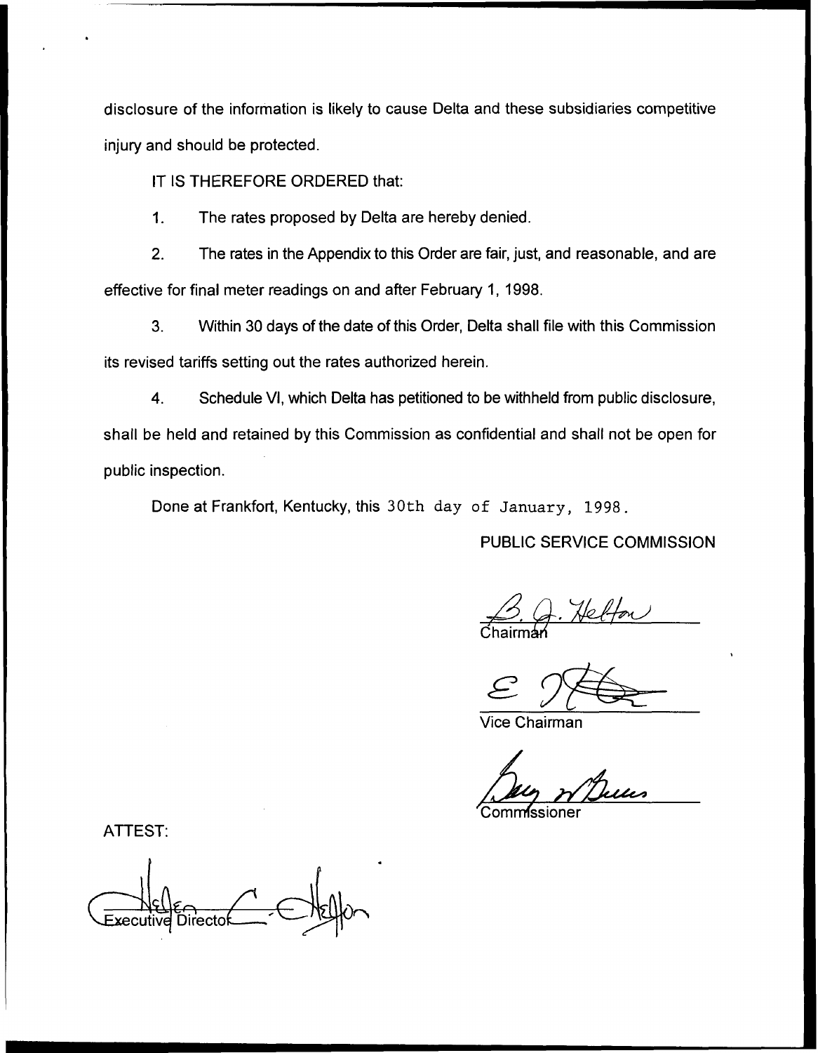disclosure of the information is likely to cause Delta and these subsidiaries competitive injury and should be protected.

IT IS THEREFORE ORDERED that:

1. The rates proposed by Delta are hereby denied.

2. The rates in the Appendix to this Order are fair, just, and reasonable, and are effective for final meter readings on and after February 1, 1998.

3. Within 30 days of the date of this Order, Delta shall file with this Commission its revised tariffs setting out the rates authorized herein.

4. Schedule VI, which Delta has petitioned to be withheld from public disclosure, shall be held and retained by this Commission as confidential and shall not be open for public inspection.

Done at Frankfort, Kentucky, this 30th day of January, 1998.

PUBLIC SERVICE COMMISSION

Chairman

Vice Chairman

Commissioner

ATTEST:

Executive Director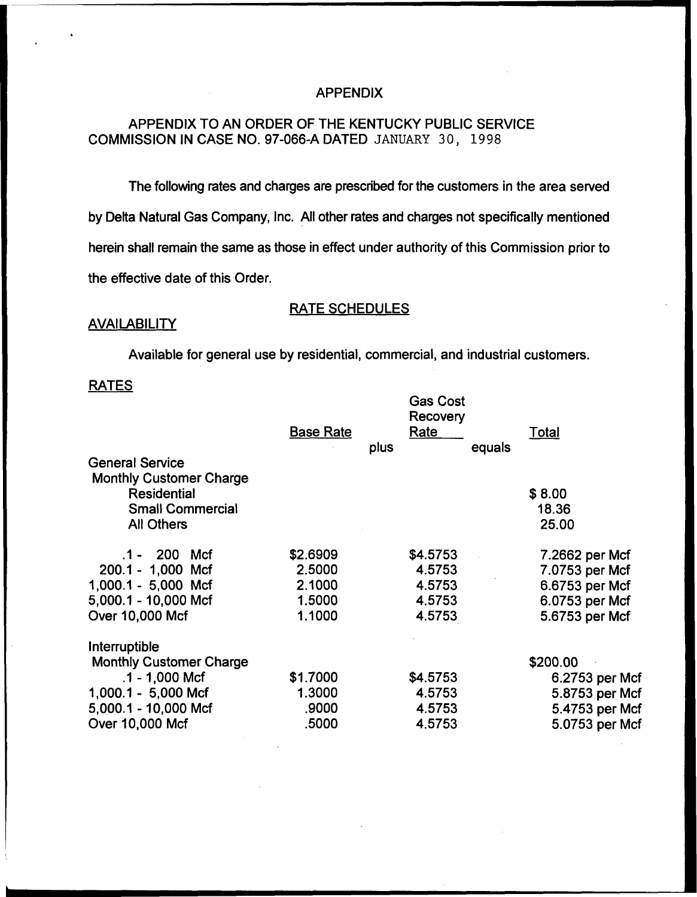# APPENDIX

APPENDIX TO AN ORDER OF THE KENTUCKY PUBLIC SERVICE COMMISSION IN CASE NO. 97-066-A DATED JANUARY 30, 1998

The following rates and charges are prescribed for the customers in the area served by Delta Natural Gas Company, Inc. All other rates and charges not specifically mentioned herein shall remain the same as those in effect under authority of this Commission prior to the effective date of this Order.

## RATE SCHEDULES

**AVAILABILITY**

Available for general use by residential, commercial, and industrial customers.

**RATES**

| | Base Rate | plus | Gas Cost Recovery Rate | equals | Total |
|---|---|---|---|---|---|
| General Service | | | | | |
| Monthly Customer Charge | | | | | |
| Residential | | | | | $ 8.00 |
| Small Commercial | | | | | 18.36 |
| All Others | | | | | 25.00 |
| .1 - 200 Mcf | $2.6909 | | $4.5753 | | 7.2662 per Mcf |
| 200.1 - 1,000 Mcf | 2.5000 | | 4.5753 | | 7.0753 per Mcf |
| 1,000.1 - 5,000 Mcf | 2.1000 | | 4.5753 | | 6.6753 per Mcf |
| 5,000.1 - 10,000 Mcf | 1.5000 | | 4.5753 | | 6.0753 per Mcf |
| Over 10,000 Mcf | 1.1000 | | 4.5753 | | 5.6753 per Mcf |
| Interruptible | | | | | |
| Monthly Customer Charge | | | | | $200.00 |
| .1 - 1,000 Mcf | $1.7000 | | $4.5753 | | 6.2753 per Mcf |
| 1,000.1 - 5,000 Mcf | 1.3000 | | 4.5753 | | 5.8753 per Mcf |
| 5,000.1 - 10,000 Mcf | .9000 | | 4.5753 | | 5.4753 per Mcf |
| Over 10,000 Mcf | .5000 | | 4.5753 | | 5.0753 per Mcf |